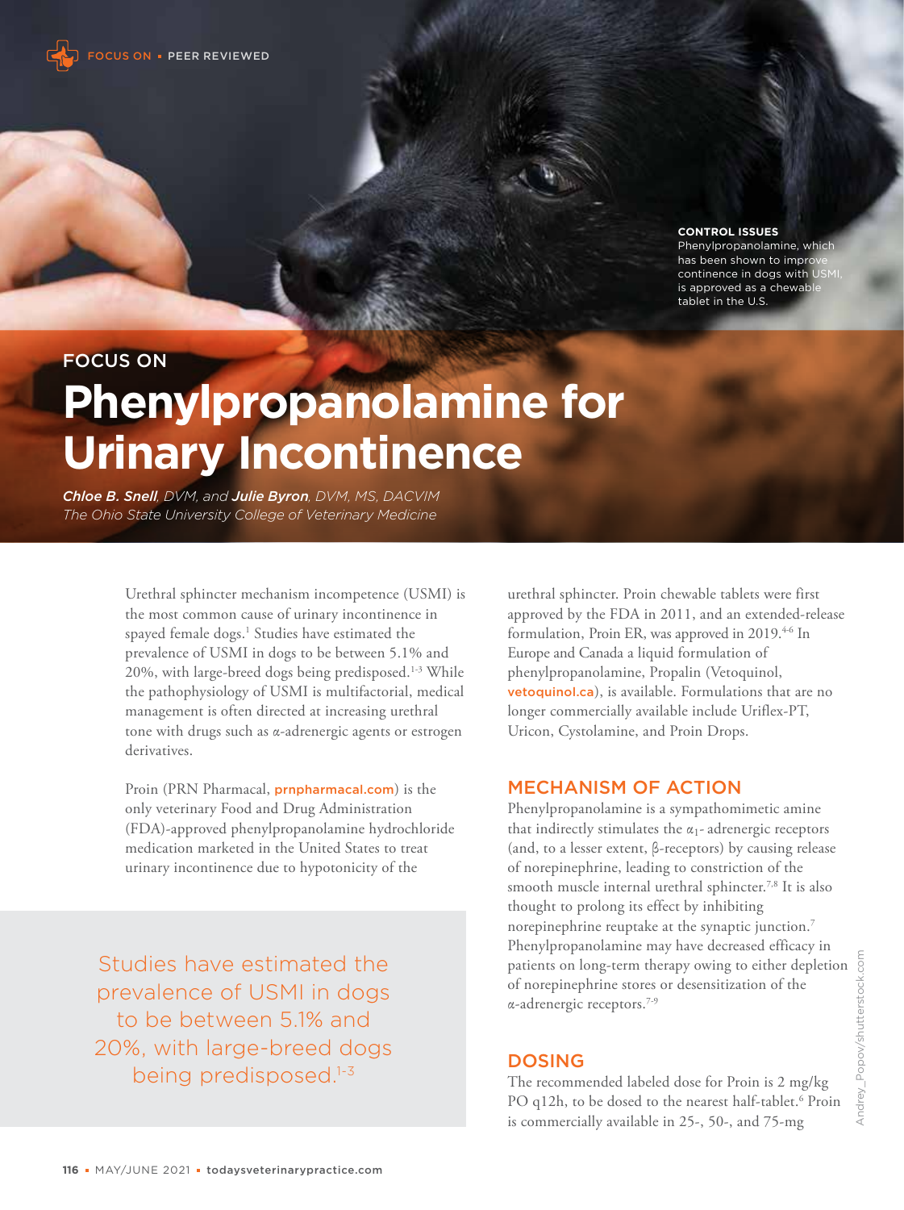FOCUS ON • PEER REVIEWED

**CONTROL ISSUES**
Phenylpropanolamine, which has been shown to improve continence in dogs with USMI, is approved as a chewable tablet in the U.S.

FOCUS ON

# Phenylpropanolamine for Urinary Incontinence

***Chloe B. Snell**, DVM, and **Julie Byron**, DVM, MS, DACVIM*
*The Ohio State University College of Veterinary Medicine*

Urethral sphincter mechanism incompetence (USMI) is the most common cause of urinary incontinence in spayed female dogs.[1] Studies have estimated the prevalence of USMI in dogs to be between 5.1% and 20%, with large-breed dogs being predisposed.[1-3] While the pathophysiology of USMI is multifactorial, medical management is often directed at increasing urethral tone with drugs such as α-adrenergic agents or estrogen derivatives.

Proin (PRN Pharmacal, prnpharmacal.com) is the only veterinary Food and Drug Administration (FDA)-approved phenylpropanolamine hydrochloride medication marketed in the United States to treat urinary incontinence due to hypotonicity of the urethral sphincter. Proin chewable tablets were first approved by the FDA in 2011, and an extended-release formulation, Proin ER, was approved in 2019.[4-6] In Europe and Canada a liquid formulation of phenylpropanolamine, Propalin (Vetoquinol, vetoquinol.ca), is available. Formulations that are no longer commercially available include Uriflex-PT, Uricon, Cystolamine, and Proin Drops.

> Studies have estimated the prevalence of USMI in dogs to be between 5.1% and 20%, with large-breed dogs being predisposed.[1-3]

## MECHANISM OF ACTION

Phenylpropanolamine is a sympathomimetic amine that indirectly stimulates the $\alpha_1$- adrenergic receptors (and, to a lesser extent, β-receptors) by causing release of norepinephrine, leading to constriction of the smooth muscle internal urethral sphincter.[7,8] It is also thought to prolong its effect by inhibiting norepinephrine reuptake at the synaptic junction.[7] Phenylpropanolamine may have decreased efficacy in patients on long-term therapy owing to either depletion of norepinephrine stores or desensitization of the α-adrenergic receptors.[7-9]

## DOSING

The recommended labeled dose for Proin is 2 mg/kg PO q12h, to be dosed to the nearest half-tablet.[6] Proin is commercially available in 25-, 50-, and 75-mg

Andrey_Popov/shutterstock.com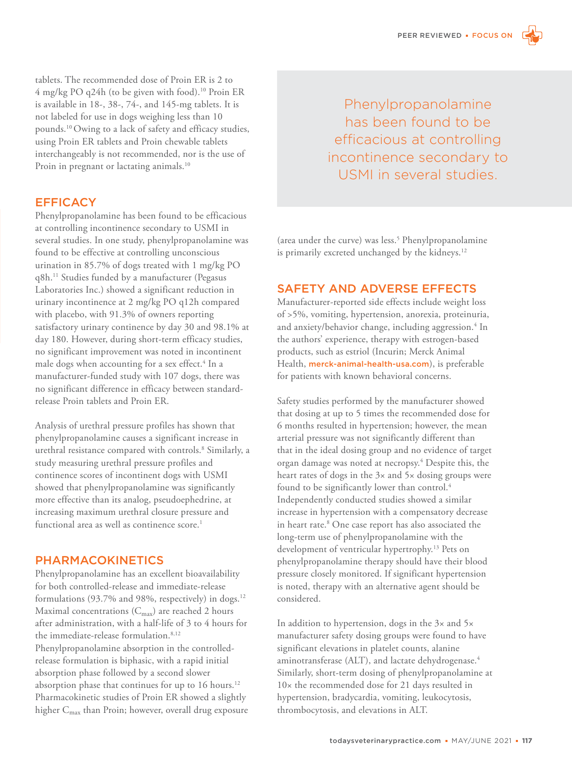tablets. The recommended dose of Proin ER is 2 to 4 mg/kg PO q24h (to be given with food).[10] Proin ER is available in 18-, 38-, 74-, and 145-mg tablets. It is not labeled for use in dogs weighing less than 10 pounds.[10] Owing to a lack of safety and efficacy studies, using Proin ER tablets and Proin chewable tablets interchangeably is not recommended, nor is the use of Proin in pregnant or lactating animals.[10]

## EFFICACY

Phenylpropanolamine has been found to be efficacious at controlling incontinence secondary to USMI in several studies. In one study, phenylpropanolamine was found to be effective at controlling unconscious urination in 85.7% of dogs treated with 1 mg/kg PO q8h.[11] Studies funded by a manufacturer (Pegasus Laboratories Inc.) showed a significant reduction in urinary incontinence at 2 mg/kg PO q12h compared with placebo, with 91.3% of owners reporting satisfactory urinary continence by day 30 and 98.1% at day 180. However, during short-term efficacy studies, no significant improvement was noted in incontinent male dogs when accounting for a sex effect.[4] In a manufacturer-funded study with 107 dogs, there was no significant difference in efficacy between standard-release Proin tablets and Proin ER.

Analysis of urethral pressure profiles has shown that phenylpropanolamine causes a significant increase in urethral resistance compared with controls.[8] Similarly, a study measuring urethral pressure profiles and continence scores of incontinent dogs with USMI showed that phenylpropanolamine was significantly more effective than its analog, pseudoephedrine, at increasing maximum urethral closure pressure and functional area as well as continence score.[1]

> Phenylpropanolamine has been found to be efficacious at controlling incontinence secondary to USMI in several studies.

## PHARMACOKINETICS

Phenylpropanolamine has an excellent bioavailability for both controlled-release and immediate-release formulations (93.7% and 98%, respectively) in dogs.[12] Maximal concentrations ($C_{max}$) are reached 2 hours after administration, with a half-life of 3 to 4 hours for the immediate-release formulation.[8,12] Phenylpropanolamine absorption in the controlled-release formulation is biphasic, with a rapid initial absorption phase followed by a second slower absorption phase that continues for up to 16 hours.[12] Pharmacokinetic studies of Proin ER showed a slightly higher $C_{max}$ than Proin; however, overall drug exposure (area under the curve) was less.[5] Phenylpropanolamine is primarily excreted unchanged by the kidneys.[12]

## SAFETY AND ADVERSE EFFECTS

Manufacturer-reported side effects include weight loss of >5%, vomiting, hypertension, anorexia, proteinuria, and anxiety/behavior change, including aggression.[4] In the authors' experience, therapy with estrogen-based products, such as estriol (Incurin; Merck Animal Health, merck-animal-health-usa.com), is preferable for patients with known behavioral concerns.

Safety studies performed by the manufacturer showed that dosing at up to 5 times the recommended dose for 6 months resulted in hypertension; however, the mean arterial pressure was not significantly different than that in the ideal dosing group and no evidence of target organ damage was noted at necropsy.[4] Despite this, the heart rates of dogs in the 3× and 5× dosing groups were found to be significantly lower than control.[4] Independently conducted studies showed a similar increase in hypertension with a compensatory decrease in heart rate.[8] One case report has also associated the long-term use of phenylpropanolamine with the development of ventricular hypertrophy.[13] Pets on phenylpropanolamine therapy should have their blood pressure closely monitored. If significant hypertension is noted, therapy with an alternative agent should be considered.

In addition to hypertension, dogs in the 3× and 5× manufacturer safety dosing groups were found to have significant elevations in platelet counts, alanine aminotransferase (ALT), and lactate dehydrogenase.[4] Similarly, short-term dosing of phenylpropanolamine at 10× the recommended dose for 21 days resulted in hypertension, bradycardia, vomiting, leukocytosis, thrombocytosis, and elevations in ALT.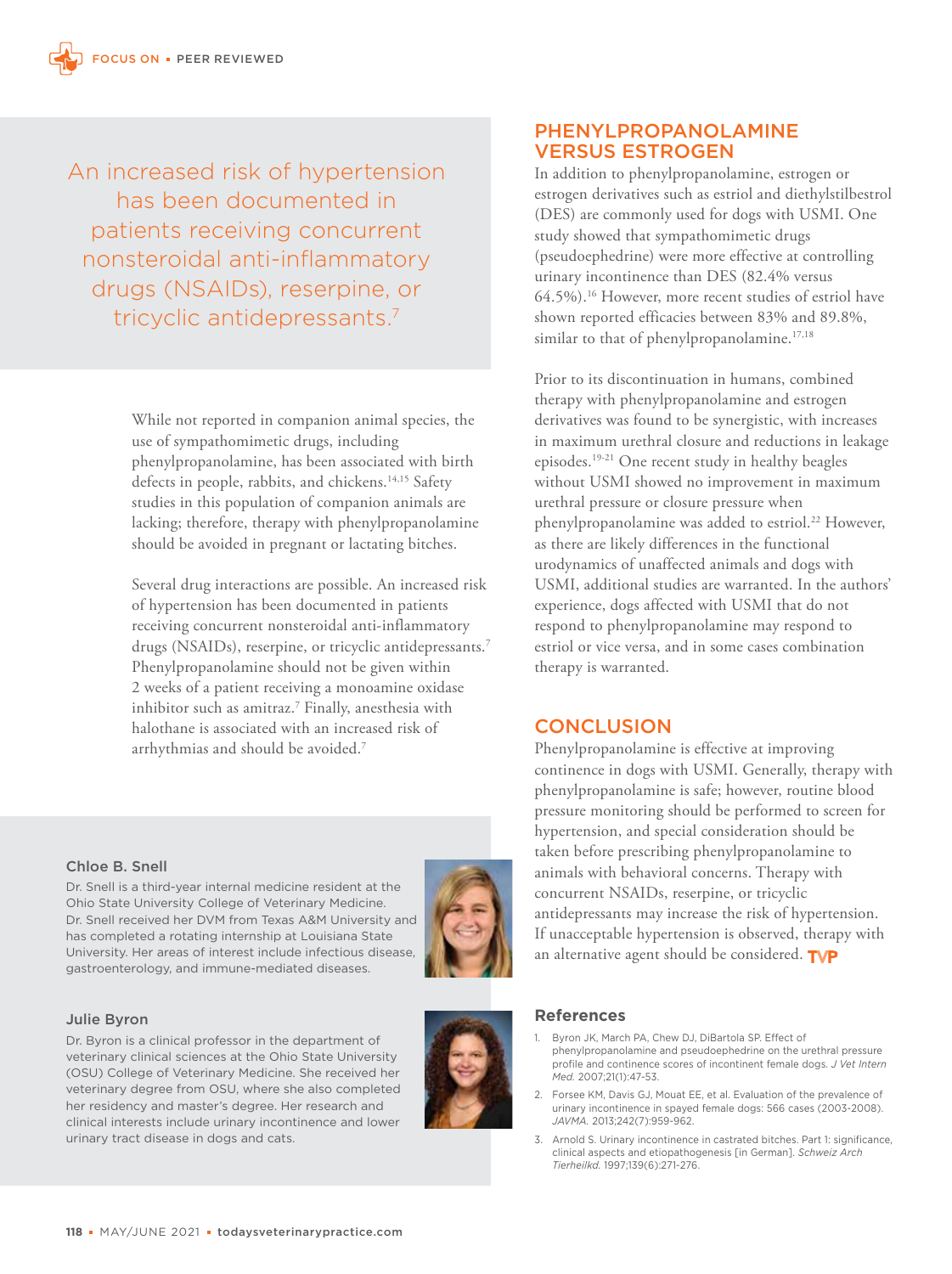An increased risk of hypertension has been documented in patients receiving concurrent nonsteroidal anti-inflammatory drugs (NSAIDs), reserpine, or tricyclic antidepressants.[7]

While not reported in companion animal species, the use of sympathomimetic drugs, including phenylpropanolamine, has been associated with birth defects in people, rabbits, and chickens.[14,15] Safety studies in this population of companion animals are lacking; therefore, therapy with phenylpropanolamine should be avoided in pregnant or lactating bitches.

Several drug interactions are possible. An increased risk of hypertension has been documented in patients receiving concurrent nonsteroidal anti-inflammatory drugs (NSAIDs), reserpine, or tricyclic antidepressants.[7] Phenylpropanolamine should not be given within 2 weeks of a patient receiving a monoamine oxidase inhibitor such as amitraz.[7] Finally, anesthesia with halothane is associated with an increased risk of arrhythmias and should be avoided.[7]

## PHENYLPROPANOLAMINE VERSUS ESTROGEN

In addition to phenylpropanolamine, estrogen or estrogen derivatives such as estriol and diethylstilbestrol (DES) are commonly used for dogs with USMI. One study showed that sympathomimetic drugs (pseudoephedrine) were more effective at controlling urinary incontinence than DES (82.4% versus 64.5%).[16] However, more recent studies of estriol have shown reported efficacies between 83% and 89.8%, similar to that of phenylpropanolamine.[17,18]

Prior to its discontinuation in humans, combined therapy with phenylpropanolamine and estrogen derivatives was found to be synergistic, with increases in maximum urethral closure and reductions in leakage episodes.[19-21] One recent study in healthy beagles without USMI showed no improvement in maximum urethral pressure or closure pressure when phenylpropanolamine was added to estriol.[22] However, as there are likely differences in the functional urodynamics of unaffected animals and dogs with USMI, additional studies are warranted. In the authors' experience, dogs affected with USMI that do not respond to phenylpropanolamine may respond to estriol or vice versa, and in some cases combination therapy is warranted.

## CONCLUSION

Phenylpropanolamine is effective at improving continence in dogs with USMI. Generally, therapy with phenylpropanolamine is safe; however, routine blood pressure monitoring should be performed to screen for hypertension, and special consideration should be taken before prescribing phenylpropanolamine to animals with behavioral concerns. Therapy with concurrent NSAIDs, reserpine, or tricyclic antidepressants may increase the risk of hypertension. If unacceptable hypertension is observed, therapy with an alternative agent should be considered.

### Chloe B. Snell

Dr. Snell is a third-year internal medicine resident at the Ohio State University College of Veterinary Medicine. Dr. Snell received her DVM from Texas A&M University and has completed a rotating internship at Louisiana State University. Her areas of interest include infectious disease, gastroenterology, and immune-mediated diseases.

### Julie Byron

Dr. Byron is a clinical professor in the department of veterinary clinical sciences at the Ohio State University (OSU) College of Veterinary Medicine. She received her veterinary degree from OSU, where she also completed her residency and master's degree. Her research and clinical interests include urinary incontinence and lower urinary tract disease in dogs and cats.

## References

1. Byron JK, March PA, Chew DJ, DiBartola SP. Effect of phenylpropanolamine and pseudoephedrine on the urethral pressure profile and continence scores of incontinent female dogs. *J Vet Intern Med.* 2007;21(1):47-53.
2. Forsee KM, Davis GJ, Mouat EE, et al. Evaluation of the prevalence of urinary incontinence in spayed female dogs: 566 cases (2003-2008). *JAVMA.* 2013;242(7):959-962.
3. Arnold S. Urinary incontinence in castrated bitches. Part 1: significance, clinical aspects and etiopathogenesis [in German]. *Schweiz Arch Tierheilkd.* 1997;139(6):271-276.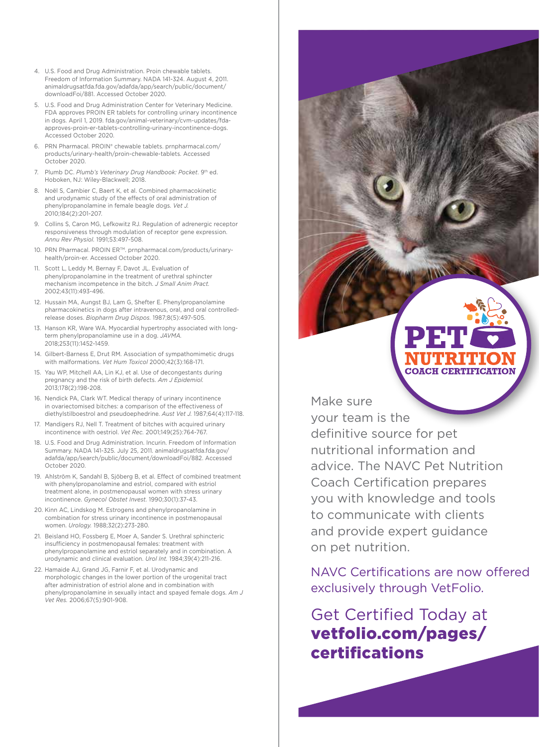4. U.S. Food and Drug Administration. Proin chewable tablets. Freedom of Information Summary. NADA 141-324. August 4, 2011. animaldrugsatfda.fda.gov/adafda/app/search/public/document/downloadFoi/881. Accessed October 2020.
5. U.S. Food and Drug Administration Center for Veterinary Medicine. FDA approves PROIN ER tablets for controlling urinary incontinence in dogs. April 1, 2019. fda.gov/animal-veterinary/cvm-updates/fda-approves-proin-er-tablets-controlling-urinary-incontinence-dogs. Accessed October 2020.
6. PRN Pharmacal. PROIN® chewable tablets. prnpharmacal.com/products/urinary-health/proin-chewable-tablets. Accessed October 2020.
7. Plumb DC. *Plumb's Veterinary Drug Handbook: Pocket*. 9th ed. Hoboken, NJ: Wiley-Blackwell; 2018.
8. Noël S, Cambier C, Baert K, et al. Combined pharmacokinetic and urodynamic study of the effects of oral administration of phenylpropanolamine in female beagle dogs. *Vet J.* 2010;184(2):201-207.
9. Collins S, Caron MG, Lefkowitz RJ. Regulation of adrenergic receptor responsiveness through modulation of receptor gene expression. *Annu Rev Physiol.* 1991;53:497-508.
10. PRN Pharmacal. PROIN ER™. prnpharmacal.com/products/urinary-health/proin-er. Accessed October 2020.
11. Scott L, Leddy M, Bernay F, Davot JL. Evaluation of phenylpropanolamine in the treatment of urethral sphincter mechanism incompetence in the bitch. *J Small Anim Pract.* 2002;43(11):493-496.
12. Hussain MA, Aungst BJ, Lam G, Shefter E. Phenylpropanolamine pharmacokinetics in dogs after intravenous, oral, and oral controlled-release doses. *Biopharm Drug Dispos.* 1987;8(5):497-505.
13. Hanson KR, Ware WA. Myocardial hypertrophy associated with long-term phenylpropanolamine use in a dog. *JAVMA.* 2018;253(11):1452-1459.
14. Gilbert-Barness E, Drut RM. Association of sympathomimetic drugs with malformations. *Vet Hum Toxicol* 2000;42(3):168-171.
15. Yau WP, Mitchell AA, Lin KJ, et al. Use of decongestants during pregnancy and the risk of birth defects. *Am J Epidemiol.* 2013;178(2):198-208.
16. Nendick PA, Clark WT. Medical therapy of urinary incontinence in ovariectomised bitches: a comparison of the effectiveness of diethylstilboestrol and pseudoephedrine. *Aust Vet J.* 1987;64(4):117-118.
17. Mandigers RJ, Nell T. Treatment of bitches with acquired urinary incontinence with oestriol. *Vet Rec.* 2001;149(25):764-767.
18. U.S. Food and Drug Administration. Incurin. Freedom of Information Summary. NADA 141-325. July 25, 2011. animaldrugsatfda.fda.gov/adafda/app/search/public/document/downloadFoi/882. Accessed October 2020.
19. Ahlström K, Sandahl B, Sjöberg B, et al. Effect of combined treatment with phenylpropanolamine and estriol, compared with estriol treatment alone, in postmenopausal women with stress urinary incontinence. *Gynecol Obstet Invest.* 1990;30(1):37-43.
20. Kinn AC, Lindskog M. Estrogens and phenylpropanolamine in combination for stress urinary incontinence in postmenopausal women. *Urology.* 1988;32(2):273-280.
21. Beisland HO, Fossberg E, Moer A, Sander S. Urethral sphincteric insufficiency in postmenopausal females: treatment with phenylpropanolamine and estriol separately and in combination. A urodynamic and clinical evaluation. *Urol Int.* 1984;39(4):211-216.
22. Hamaide AJ, Grand JG, Farnir F, et al. Urodynamic and morphologic changes in the lower portion of the urogenital tract after administration of estriol alone and in combination with phenylpropanolamine in sexually intact and spayed female dogs. *Am J Vet Res.* 2006;67(5):901-908.

**PET NUTRITION COACH CERTIFICATION**

Make sure your team is the definitive source for pet nutritional information and advice. The NAVC Pet Nutrition Coach Certification prepares you with knowledge and tools to communicate with clients and provide expert guidance on pet nutrition.

NAVC Certifications are now offered exclusively through VetFolio.

Get Certified Today at **vetfolio.com/pages/certifications**